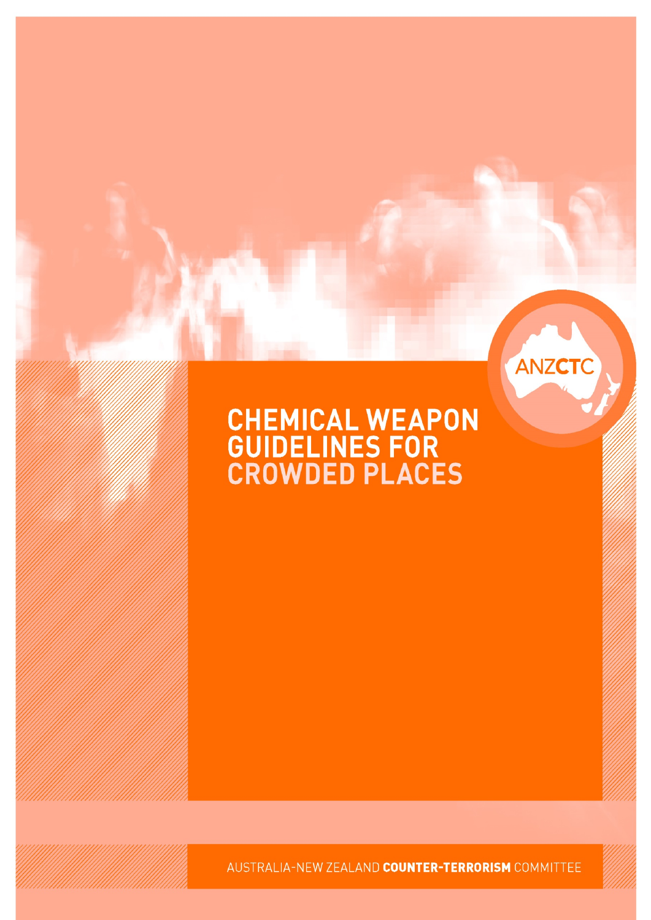ANZCTC

# CHEMICAL WEAPON GUIDELINES FOR CROWDED PLACES

AUSTRALIA-NEW ZEALAND **COUNTER-TERRORISM** COMMITTEE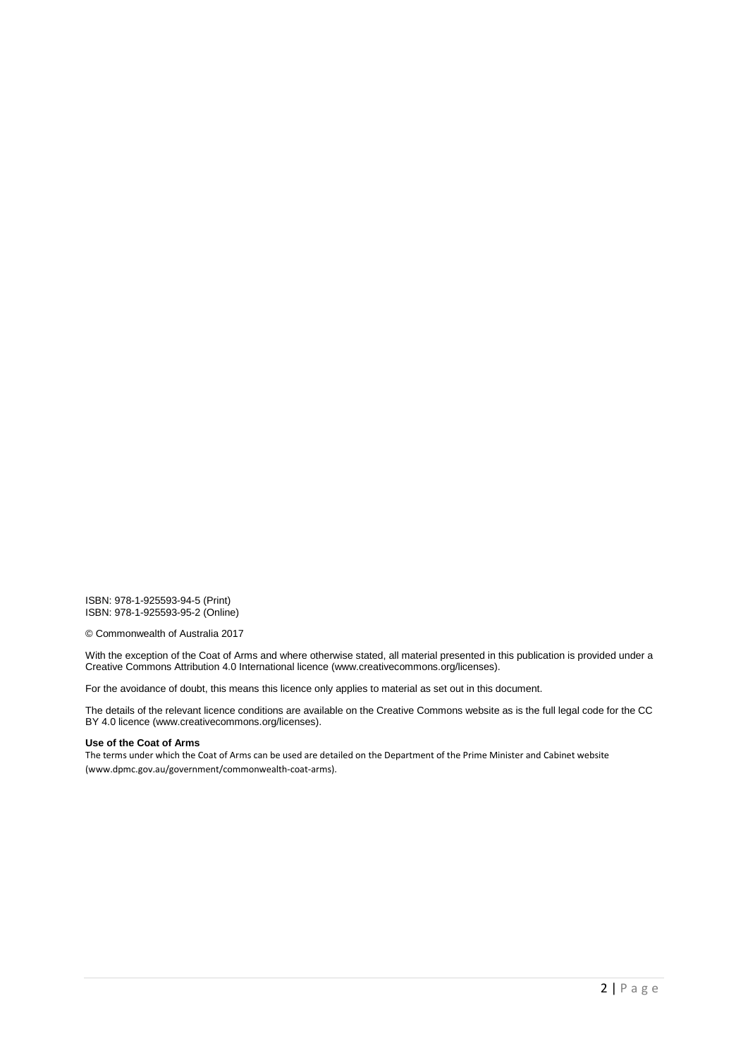ISBN: 978-1-925593-94-5 (Print)
ISBN: 978-1-925593-95-2 (Online)

© Commonwealth of Australia 2017

With the exception of the Coat of Arms and where otherwise stated, all material presented in this publication is provided under a Creative Commons Attribution 4.0 International licence (www.creativecommons.org/licenses).

For the avoidance of doubt, this means this licence only applies to material as set out in this document.

The details of the relevant licence conditions are available on the Creative Commons website as is the full legal code for the CC BY 4.0 licence (www.creativecommons.org/licenses).

**Use of the Coat of Arms**

The terms under which the Coat of Arms can be used are detailed on the Department of the Prime Minister and Cabinet website (www.dpmc.gov.au/government/commonwealth-coat-arms).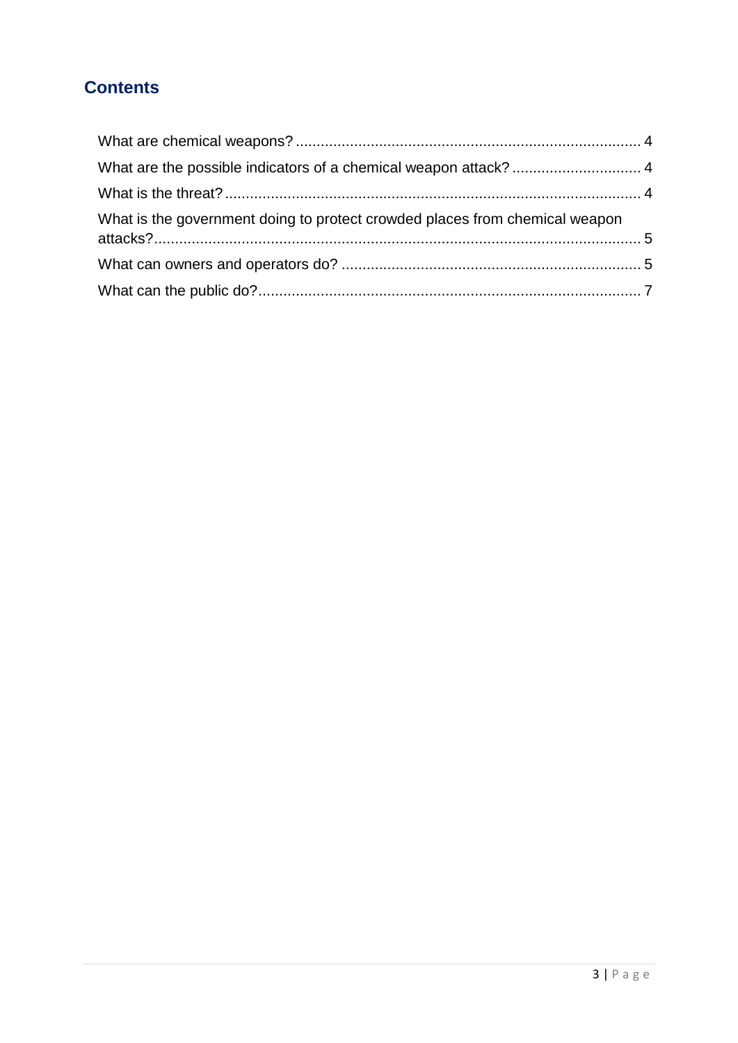## Contents

- What are chemical weapons? ... 4
- What are the possible indicators of a chemical weapon attack? ... 4
- What is the threat? ... 4
- What is the government doing to protect crowded places from chemical weapon attacks? ... 5
- What can owners and operators do? ... 5
- What can the public do? ... 7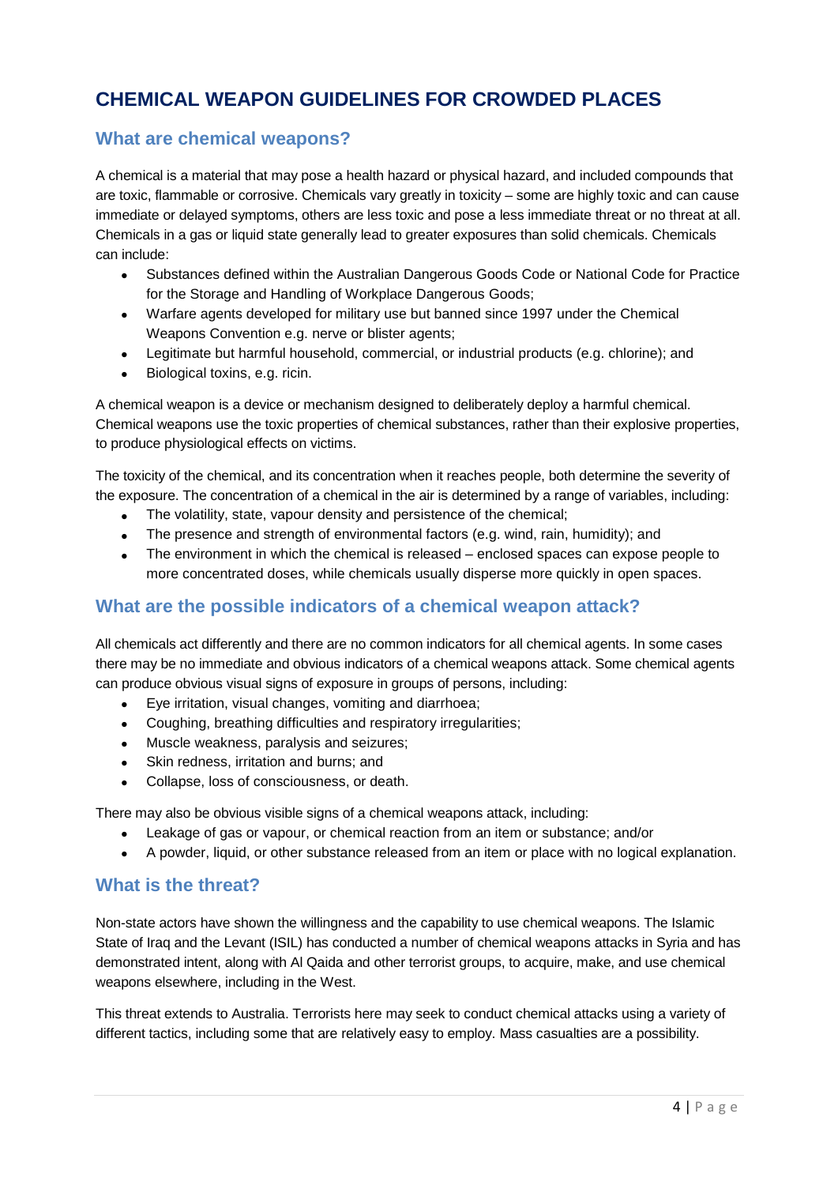# CHEMICAL WEAPON GUIDELINES FOR CROWDED PLACES

## What are chemical weapons?

A chemical is a material that may pose a health hazard or physical hazard, and included compounds that are toxic, flammable or corrosive. Chemicals vary greatly in toxicity – some are highly toxic and can cause immediate or delayed symptoms, others are less toxic and pose a less immediate threat or no threat at all. Chemicals in a gas or liquid state generally lead to greater exposures than solid chemicals. Chemicals can include:

- Substances defined within the Australian Dangerous Goods Code or National Code for Practice for the Storage and Handling of Workplace Dangerous Goods;
- Warfare agents developed for military use but banned since 1997 under the Chemical Weapons Convention e.g. nerve or blister agents;
- Legitimate but harmful household, commercial, or industrial products (e.g. chlorine); and
- Biological toxins, e.g. ricin.

A chemical weapon is a device or mechanism designed to deliberately deploy a harmful chemical. Chemical weapons use the toxic properties of chemical substances, rather than their explosive properties, to produce physiological effects on victims.

The toxicity of the chemical, and its concentration when it reaches people, both determine the severity of the exposure. The concentration of a chemical in the air is determined by a range of variables, including:

- The volatility, state, vapour density and persistence of the chemical;
- The presence and strength of environmental factors (e.g. wind, rain, humidity); and
- The environment in which the chemical is released – enclosed spaces can expose people to more concentrated doses, while chemicals usually disperse more quickly in open spaces.

## What are the possible indicators of a chemical weapon attack?

All chemicals act differently and there are no common indicators for all chemical agents. In some cases there may be no immediate and obvious indicators of a chemical weapons attack. Some chemical agents can produce obvious visual signs of exposure in groups of persons, including:

- Eye irritation, visual changes, vomiting and diarrhoea;
- Coughing, breathing difficulties and respiratory irregularities;
- Muscle weakness, paralysis and seizures;
- Skin redness, irritation and burns; and
- Collapse, loss of consciousness, or death.

There may also be obvious visible signs of a chemical weapons attack, including:

- Leakage of gas or vapour, or chemical reaction from an item or substance; and/or
- A powder, liquid, or other substance released from an item or place with no logical explanation.

## What is the threat?

Non-state actors have shown the willingness and the capability to use chemical weapons. The Islamic State of Iraq and the Levant (ISIL) has conducted a number of chemical weapons attacks in Syria and has demonstrated intent, along with Al Qaida and other terrorist groups, to acquire, make, and use chemical weapons elsewhere, including in the West.

This threat extends to Australia. Terrorists here may seek to conduct chemical attacks using a variety of different tactics, including some that are relatively easy to employ. Mass casualties are a possibility.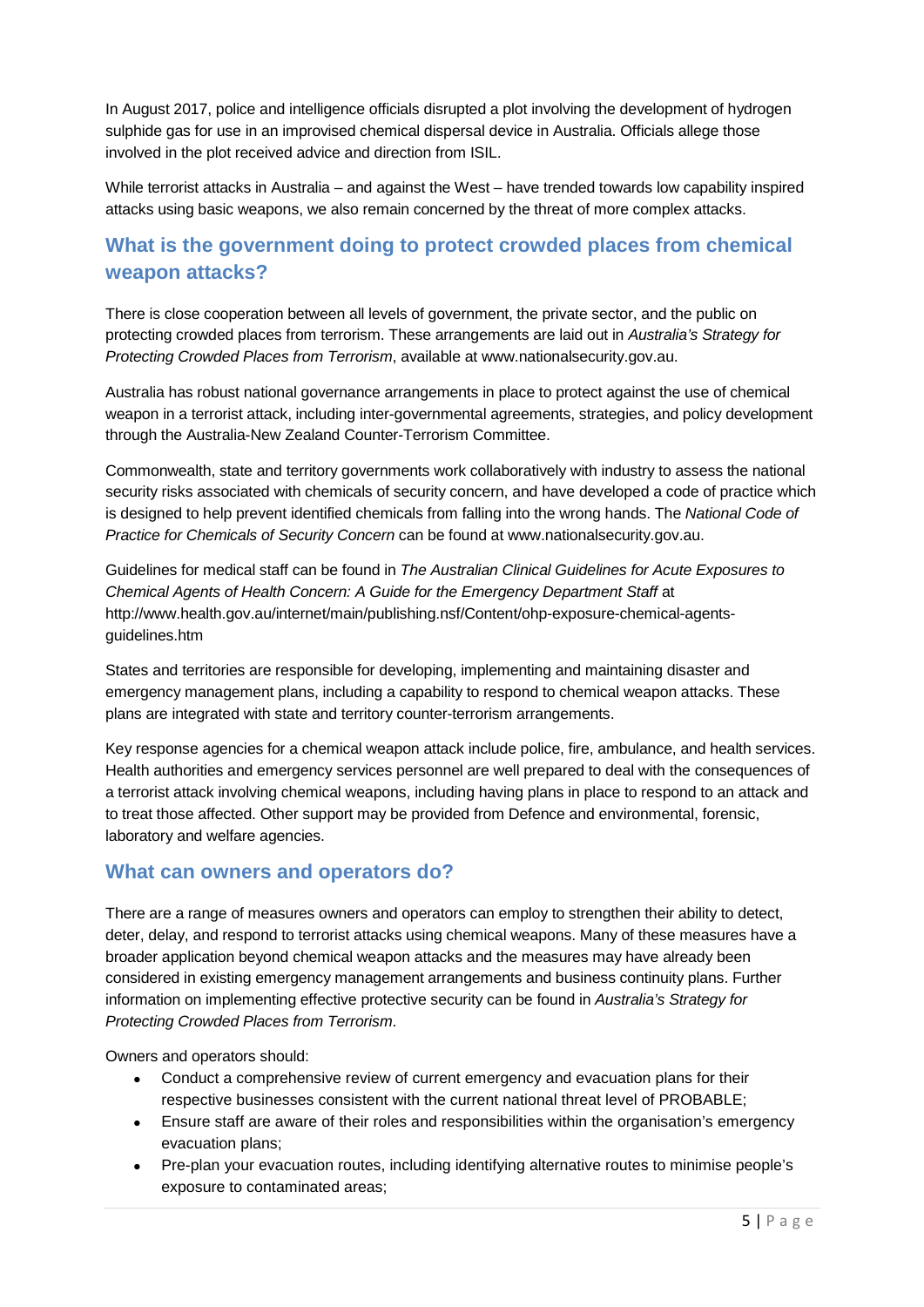In August 2017, police and intelligence officials disrupted a plot involving the development of hydrogen sulphide gas for use in an improvised chemical dispersal device in Australia. Officials allege those involved in the plot received advice and direction from ISIL.

While terrorist attacks in Australia – and against the West – have trended towards low capability inspired attacks using basic weapons, we also remain concerned by the threat of more complex attacks.

## What is the government doing to protect crowded places from chemical weapon attacks?

There is close cooperation between all levels of government, the private sector, and the public on protecting crowded places from terrorism. These arrangements are laid out in *Australia's Strategy for Protecting Crowded Places from Terrorism*, available at www.nationalsecurity.gov.au.

Australia has robust national governance arrangements in place to protect against the use of chemical weapon in a terrorist attack, including inter-governmental agreements, strategies, and policy development through the Australia-New Zealand Counter-Terrorism Committee.

Commonwealth, state and territory governments work collaboratively with industry to assess the national security risks associated with chemicals of security concern, and have developed a code of practice which is designed to help prevent identified chemicals from falling into the wrong hands. The *National Code of Practice for Chemicals of Security Concern* can be found at www.nationalsecurity.gov.au.

Guidelines for medical staff can be found in *The Australian Clinical Guidelines for Acute Exposures to Chemical Agents of Health Concern: A Guide for the Emergency Department Staff* at http://www.health.gov.au/internet/main/publishing.nsf/Content/ohp-exposure-chemical-agents-guidelines.htm

States and territories are responsible for developing, implementing and maintaining disaster and emergency management plans, including a capability to respond to chemical weapon attacks. These plans are integrated with state and territory counter-terrorism arrangements.

Key response agencies for a chemical weapon attack include police, fire, ambulance, and health services. Health authorities and emergency services personnel are well prepared to deal with the consequences of a terrorist attack involving chemical weapons, including having plans in place to respond to an attack and to treat those affected. Other support may be provided from Defence and environmental, forensic, laboratory and welfare agencies.

## What can owners and operators do?

There are a range of measures owners and operators can employ to strengthen their ability to detect, deter, delay, and respond to terrorist attacks using chemical weapons. Many of these measures have a broader application beyond chemical weapon attacks and the measures may have already been considered in existing emergency management arrangements and business continuity plans. Further information on implementing effective protective security can be found in *Australia's Strategy for Protecting Crowded Places from Terrorism*.

Owners and operators should:

- Conduct a comprehensive review of current emergency and evacuation plans for their respective businesses consistent with the current national threat level of PROBABLE;
- Ensure staff are aware of their roles and responsibilities within the organisation's emergency evacuation plans;
- Pre-plan your evacuation routes, including identifying alternative routes to minimise people's exposure to contaminated areas;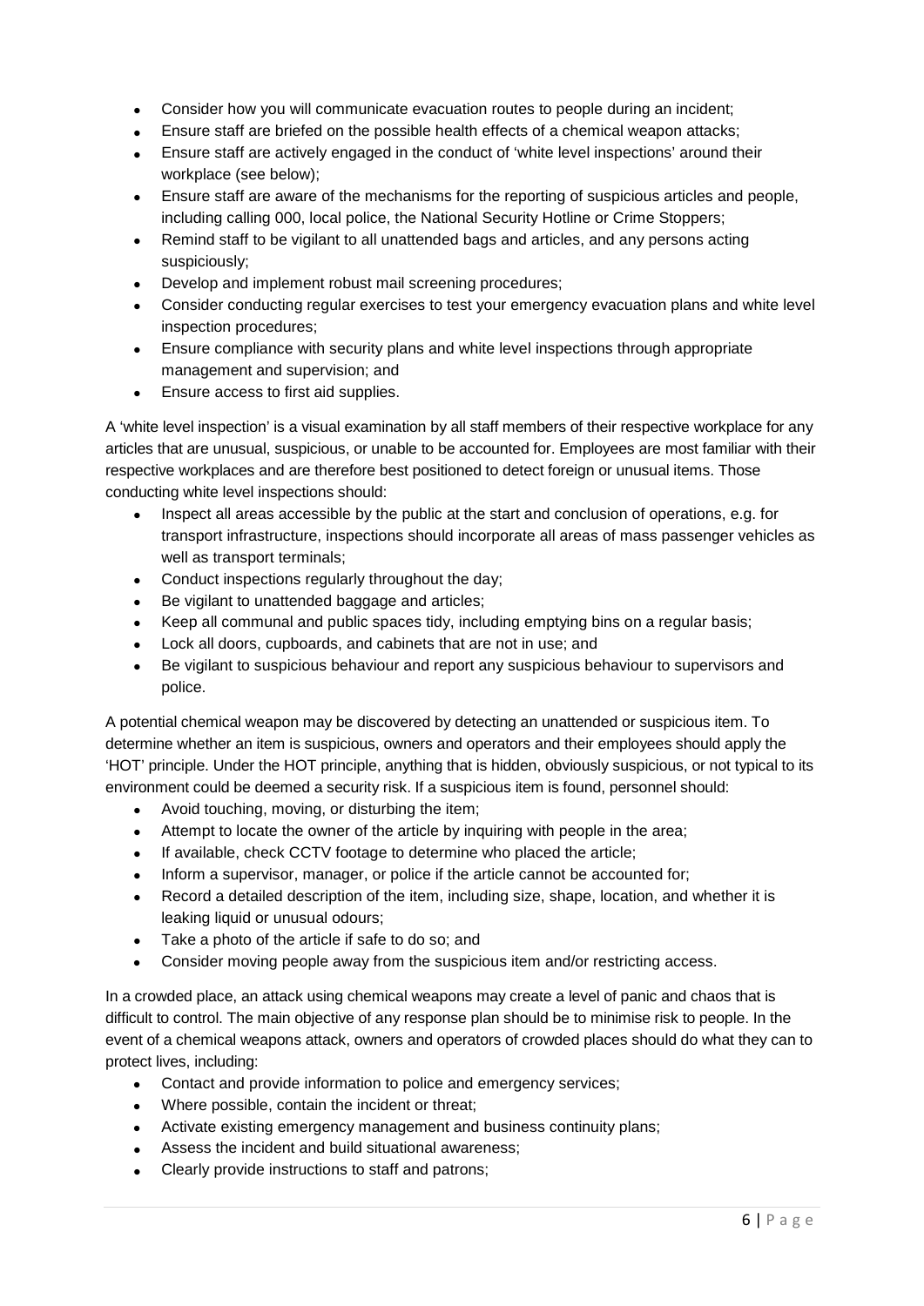- Consider how you will communicate evacuation routes to people during an incident;
- Ensure staff are briefed on the possible health effects of a chemical weapon attacks;
- Ensure staff are actively engaged in the conduct of 'white level inspections' around their workplace (see below);
- Ensure staff are aware of the mechanisms for the reporting of suspicious articles and people, including calling 000, local police, the National Security Hotline or Crime Stoppers;
- Remind staff to be vigilant to all unattended bags and articles, and any persons acting suspiciously;
- Develop and implement robust mail screening procedures;
- Consider conducting regular exercises to test your emergency evacuation plans and white level inspection procedures;
- Ensure compliance with security plans and white level inspections through appropriate management and supervision; and
- Ensure access to first aid supplies.

A 'white level inspection' is a visual examination by all staff members of their respective workplace for any articles that are unusual, suspicious, or unable to be accounted for. Employees are most familiar with their respective workplaces and are therefore best positioned to detect foreign or unusual items. Those conducting white level inspections should:

- Inspect all areas accessible by the public at the start and conclusion of operations, e.g. for transport infrastructure, inspections should incorporate all areas of mass passenger vehicles as well as transport terminals;
- Conduct inspections regularly throughout the day;
- Be vigilant to unattended baggage and articles;
- Keep all communal and public spaces tidy, including emptying bins on a regular basis;
- Lock all doors, cupboards, and cabinets that are not in use; and
- Be vigilant to suspicious behaviour and report any suspicious behaviour to supervisors and police.

A potential chemical weapon may be discovered by detecting an unattended or suspicious item. To determine whether an item is suspicious, owners and operators and their employees should apply the 'HOT' principle. Under the HOT principle, anything that is hidden, obviously suspicious, or not typical to its environment could be deemed a security risk. If a suspicious item is found, personnel should:

- Avoid touching, moving, or disturbing the item;
- Attempt to locate the owner of the article by inquiring with people in the area;
- If available, check CCTV footage to determine who placed the article;
- Inform a supervisor, manager, or police if the article cannot be accounted for;
- Record a detailed description of the item, including size, shape, location, and whether it is leaking liquid or unusual odours;
- Take a photo of the article if safe to do so; and
- Consider moving people away from the suspicious item and/or restricting access.

In a crowded place, an attack using chemical weapons may create a level of panic and chaos that is difficult to control. The main objective of any response plan should be to minimise risk to people. In the event of a chemical weapons attack, owners and operators of crowded places should do what they can to protect lives, including:

- Contact and provide information to police and emergency services;
- Where possible, contain the incident or threat;
- Activate existing emergency management and business continuity plans;
- Assess the incident and build situational awareness;
- Clearly provide instructions to staff and patrons;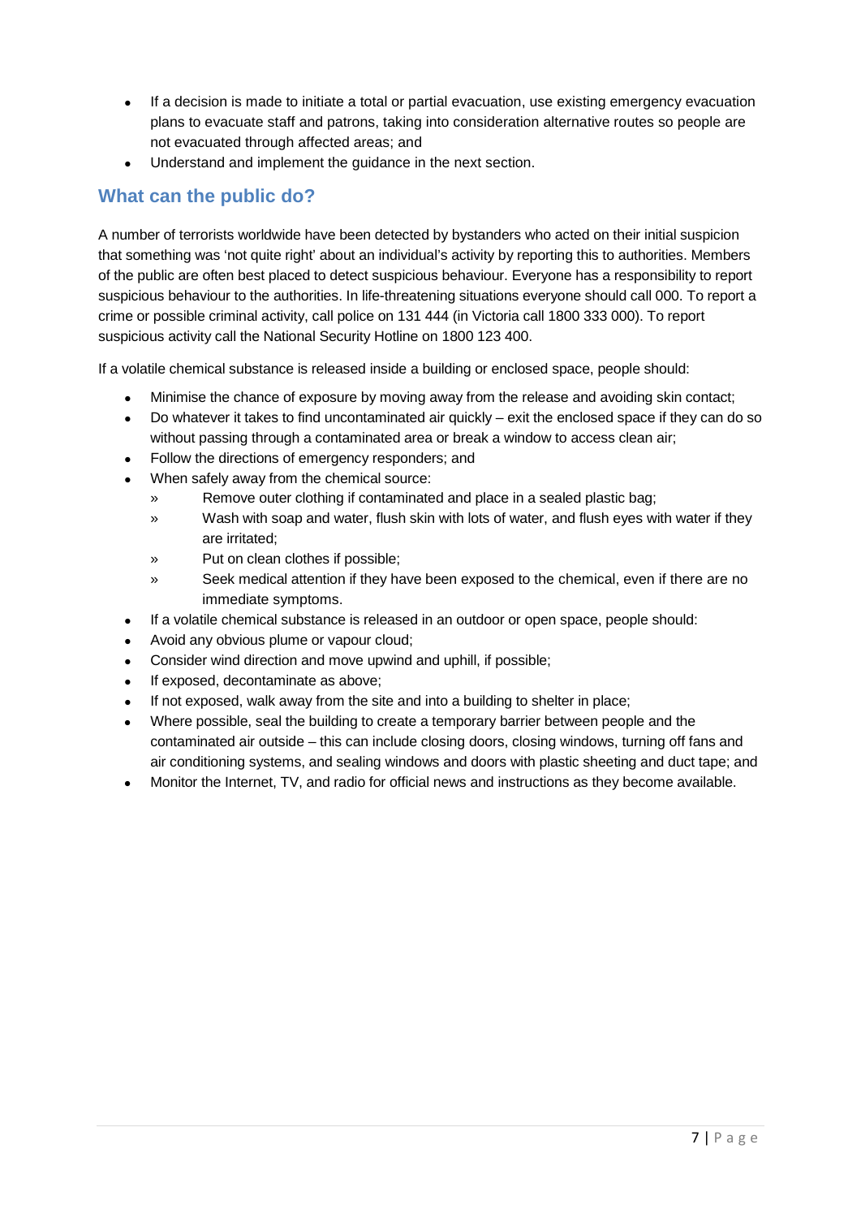- If a decision is made to initiate a total or partial evacuation, use existing emergency evacuation plans to evacuate staff and patrons, taking into consideration alternative routes so people are not evacuated through affected areas; and
- Understand and implement the guidance in the next section.

## What can the public do?

A number of terrorists worldwide have been detected by bystanders who acted on their initial suspicion that something was 'not quite right' about an individual's activity by reporting this to authorities. Members of the public are often best placed to detect suspicious behaviour. Everyone has a responsibility to report suspicious behaviour to the authorities. In life-threatening situations everyone should call 000. To report a crime or possible criminal activity, call police on 131 444 (in Victoria call 1800 333 000). To report suspicious activity call the National Security Hotline on 1800 123 400.

If a volatile chemical substance is released inside a building or enclosed space, people should:

- Minimise the chance of exposure by moving away from the release and avoiding skin contact;
- Do whatever it takes to find uncontaminated air quickly – exit the enclosed space if they can do so without passing through a contaminated area or break a window to access clean air;
- Follow the directions of emergency responders; and
- When safely away from the chemical source:
  - Remove outer clothing if contaminated and place in a sealed plastic bag;
  - Wash with soap and water, flush skin with lots of water, and flush eyes with water if they are irritated;
  - Put on clean clothes if possible;
  - Seek medical attention if they have been exposed to the chemical, even if there are no immediate symptoms.
- If a volatile chemical substance is released in an outdoor or open space, people should:
- Avoid any obvious plume or vapour cloud;
- Consider wind direction and move upwind and uphill, if possible;
- If exposed, decontaminate as above;
- If not exposed, walk away from the site and into a building to shelter in place;
- Where possible, seal the building to create a temporary barrier between people and the contaminated air outside – this can include closing doors, closing windows, turning off fans and air conditioning systems, and sealing windows and doors with plastic sheeting and duct tape; and
- Monitor the Internet, TV, and radio for official news and instructions as they become available.